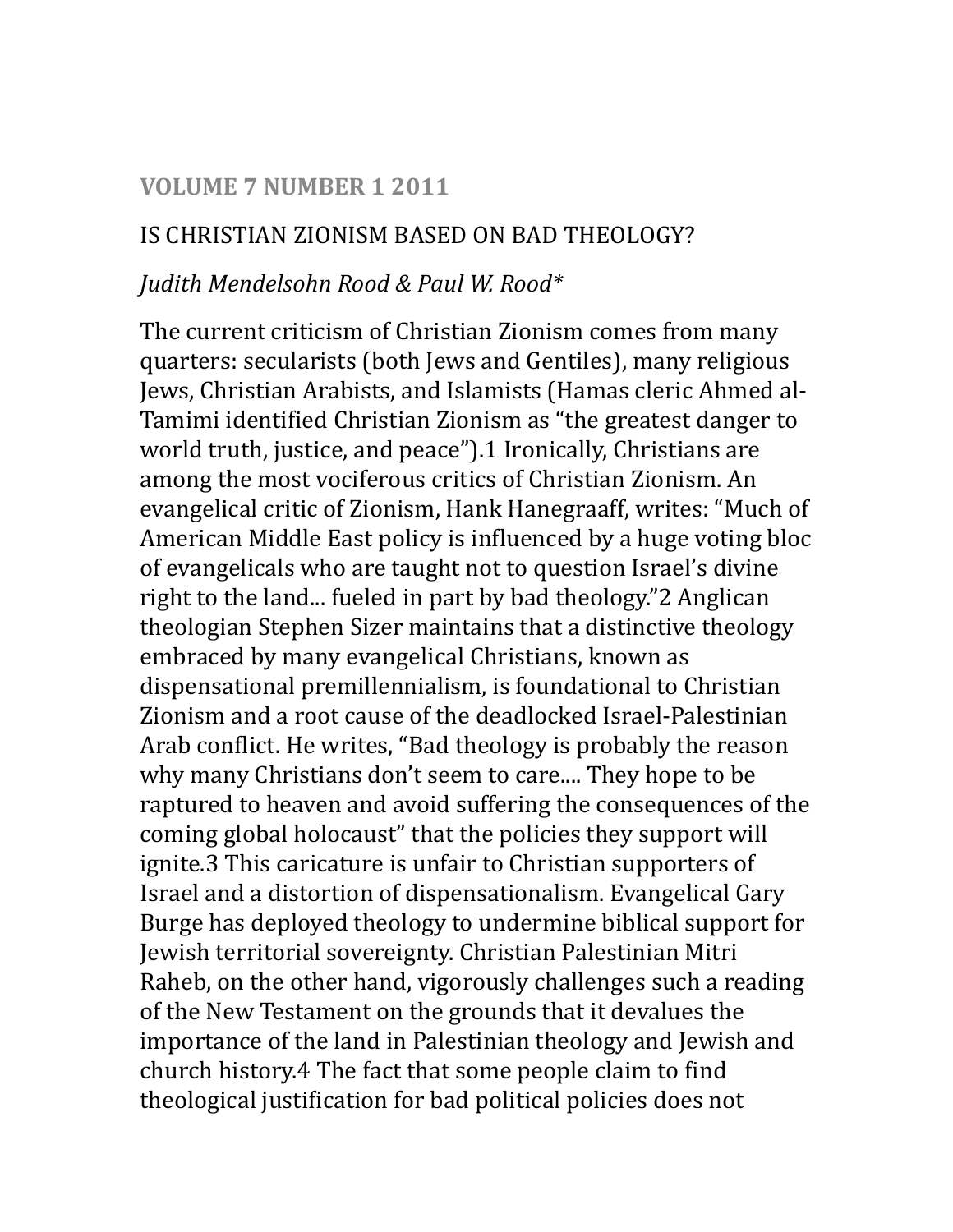VOLUME 7 NUMBER 1 2011

# IS CHRISTIAN ZIONISM BASED ON BAD THEOLOGY?

*Judith Mendelsohn Rood & Paul W. Rood**

The current criticism of Christian Zionism comes from many quarters: secularists (both Jews and Gentiles), many religious Jews, Christian Arabists, and Islamists (Hamas cleric Ahmed al-Tamimi identified Christian Zionism as "the greatest danger to world truth, justice, and peace").[1] Ironically, Christians are among the most vociferous critics of Christian Zionism. An evangelical critic of Zionism, Hank Hanegraaff, writes: "Much of American Middle East policy is influenced by a huge voting bloc of evangelicals who are taught not to question Israel's divine right to the land... fueled in part by bad theology."[2] Anglican theologian Stephen Sizer maintains that a distinctive theology embraced by many evangelical Christians, known as dispensational premillennialism, is foundational to Christian Zionism and a root cause of the deadlocked Israel-Palestinian Arab conflict. He writes, "Bad theology is probably the reason why many Christians don't seem to care.... They hope to be raptured to heaven and avoid suffering the consequences of the coming global holocaust" that the policies they support will ignite.[3] This caricature is unfair to Christian supporters of Israel and a distortion of dispensationalism. Evangelical Gary Burge has deployed theology to undermine biblical support for Jewish territorial sovereignty. Christian Palestinian Mitri Raheb, on the other hand, vigorously challenges such a reading of the New Testament on the grounds that it devalues the importance of the land in Palestinian theology and Jewish and church history.[4] The fact that some people claim to find theological justification for bad political policies does not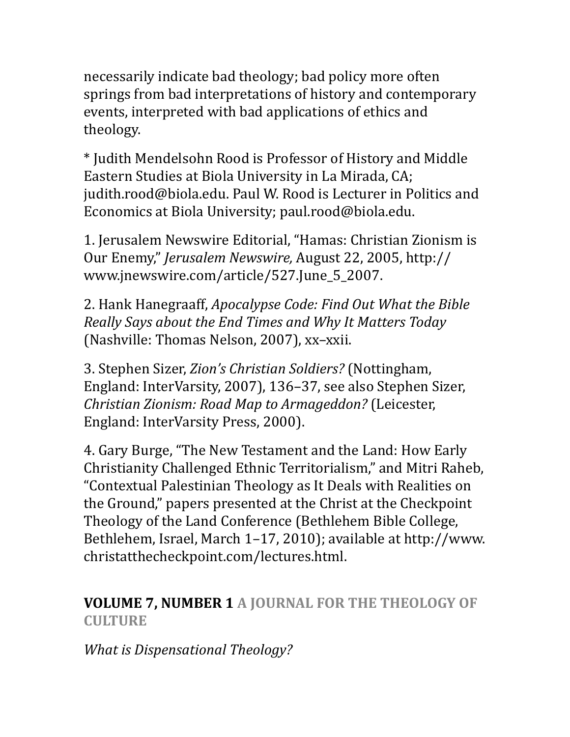necessarily indicate bad theology; bad policy more often springs from bad interpretations of history and contemporary events, interpreted with bad applications of ethics and theology.

* Judith Mendelsohn Rood is Professor of History and Middle Eastern Studies at Biola University in La Mirada, CA; judith.rood@biola.edu. Paul W. Rood is Lecturer in Politics and Economics at Biola University; paul.rood@biola.edu.

1. Jerusalem Newswire Editorial, “Hamas: Christian Zionism is Our Enemy,” *Jerusalem Newswire,* August 22, 2005, http://www.jnewswire.com/article/527.June_5_2007.

2. Hank Hanegraaff, *Apocalypse Code: Find Out What the Bible Really Says about the End Times and Why It Matters Today* (Nashville: Thomas Nelson, 2007), xx–xxii.

3. Stephen Sizer, *Zion’s Christian Soldiers?* (Nottingham, England: InterVarsity, 2007), 136–37, see also Stephen Sizer, *Christian Zionism: Road Map to Armageddon?* (Leicester, England: InterVarsity Press, 2000).

4. Gary Burge, “The New Testament and the Land: How Early Christianity Challenged Ethnic Territorialism,” and Mitri Raheb, “Contextual Palestinian Theology as It Deals with Realities on the Ground,” papers presented at the Christ at the Checkpoint Theology of the Land Conference (Bethlehem Bible College, Bethlehem, Israel, March 1–17, 2010); available at http://www.christatthecheckpoint.com/lectures.html.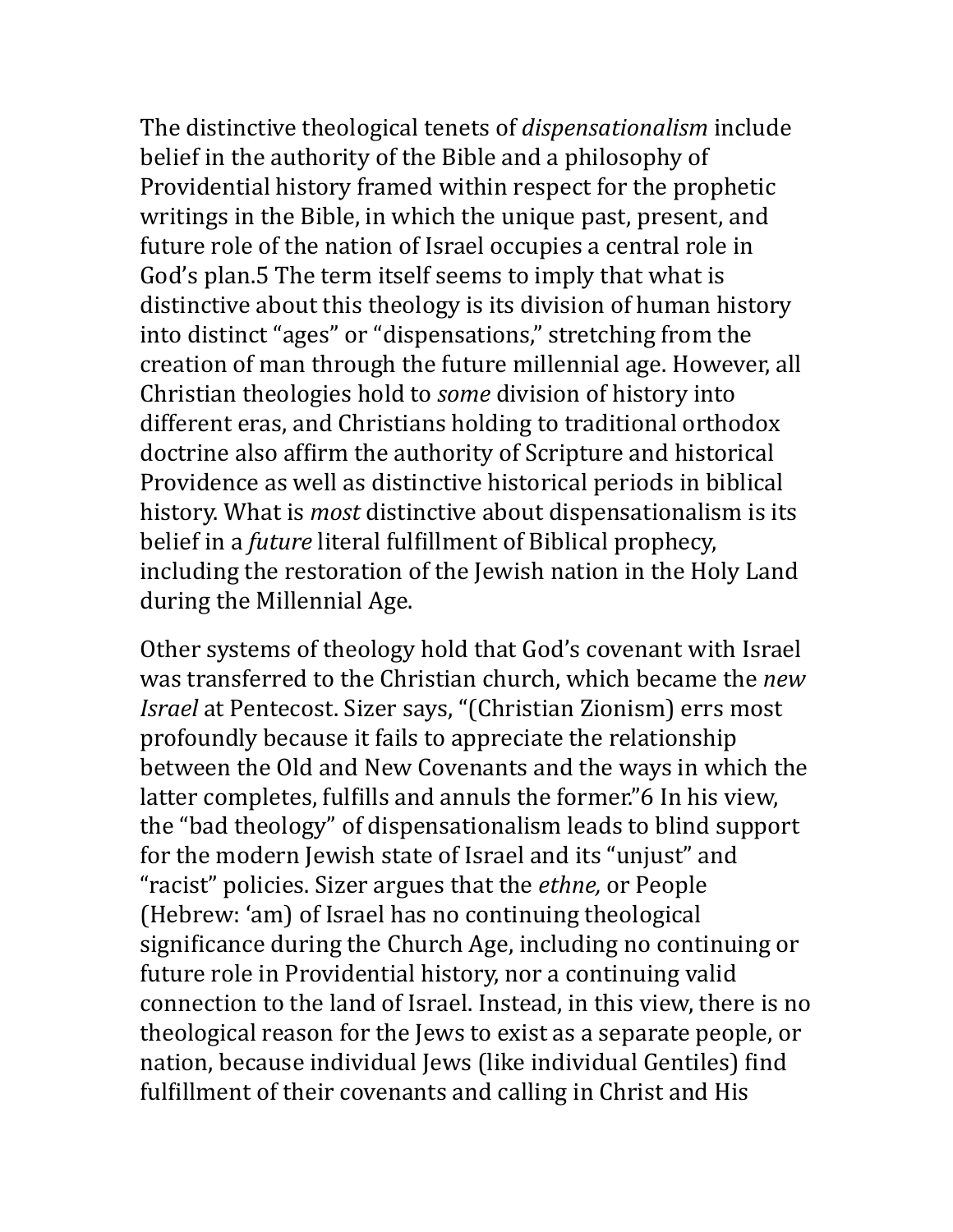The distinctive theological tenets of *dispensationalism* include belief in the authority of the Bible and a philosophy of Providential history framed within respect for the prophetic writings in the Bible, in which the unique past, present, and future role of the nation of Israel occupies a central role in God's plan.[5] The term itself seems to imply that what is distinctive about this theology is its division of human history into distinct "ages" or "dispensations," stretching from the creation of man through the future millennial age. However, all Christian theologies hold to *some* division of history into different eras, and Christians holding to traditional orthodox doctrine also affirm the authority of Scripture and historical Providence as well as distinctive historical periods in biblical history. What is *most* distinctive about dispensationalism is its belief in a *future* literal fulfillment of Biblical prophecy, including the restoration of the Jewish nation in the Holy Land during the Millennial Age.

Other systems of theology hold that God's covenant with Israel was transferred to the Christian church, which became the *new Israel* at Pentecost. Sizer says, "(Christian Zionism) errs most profoundly because it fails to appreciate the relationship between the Old and New Covenants and the ways in which the latter completes, fulfills and annuls the former."[6] In his view, the "bad theology" of dispensationalism leads to blind support for the modern Jewish state of Israel and its "unjust" and "racist" policies. Sizer argues that the *ethne,* or People (Hebrew: 'am) of Israel has no continuing theological significance during the Church Age, including no continuing or future role in Providential history, nor a continuing valid connection to the land of Israel. Instead, in this view, there is no theological reason for the Jews to exist as a separate people, or nation, because individual Jews (like individual Gentiles) find fulfillment of their covenants and calling in Christ and His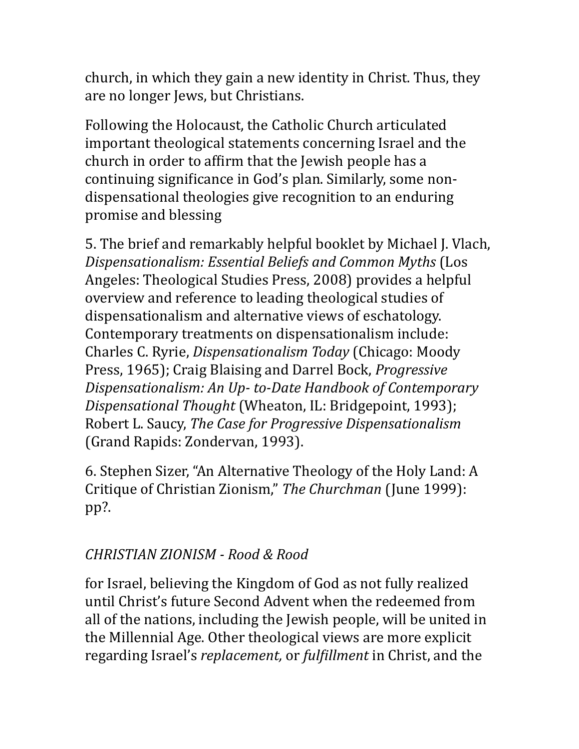church, in which they gain a new identity in Christ. Thus, they are no longer Jews, but Christians.

Following the Holocaust, the Catholic Church articulated important theological statements concerning Israel and the church in order to affirm that the Jewish people has a continuing significance in God's plan. Similarly, some non-dispensational theologies give recognition to an enduring promise and blessing

5. The brief and remarkably helpful booklet by Michael J. Vlach, *Dispensationalism: Essential Beliefs and Common Myths* (Los Angeles: Theological Studies Press, 2008) provides a helpful overview and reference to leading theological studies of dispensationalism and alternative views of eschatology. Contemporary treatments on dispensationalism include: Charles C. Ryrie, *Dispensationalism Today* (Chicago: Moody Press, 1965); Craig Blaising and Darrel Bock, *Progressive Dispensationalism: An Up- to-Date Handbook of Contemporary Dispensational Thought* (Wheaton, IL: Bridgepoint, 1993); Robert L. Saucy, *The Case for Progressive Dispensationalism* (Grand Rapids: Zondervan, 1993).

6. Stephen Sizer, "An Alternative Theology of the Holy Land: A Critique of Christian Zionism," *The Churchman* (June 1999): pp?.

for Israel, believing the Kingdom of God as not fully realized until Christ's future Second Advent when the redeemed from all of the nations, including the Jewish people, will be united in the Millennial Age. Other theological views are more explicit regarding Israel's *replacement,* or *fulfillment* in Christ, and the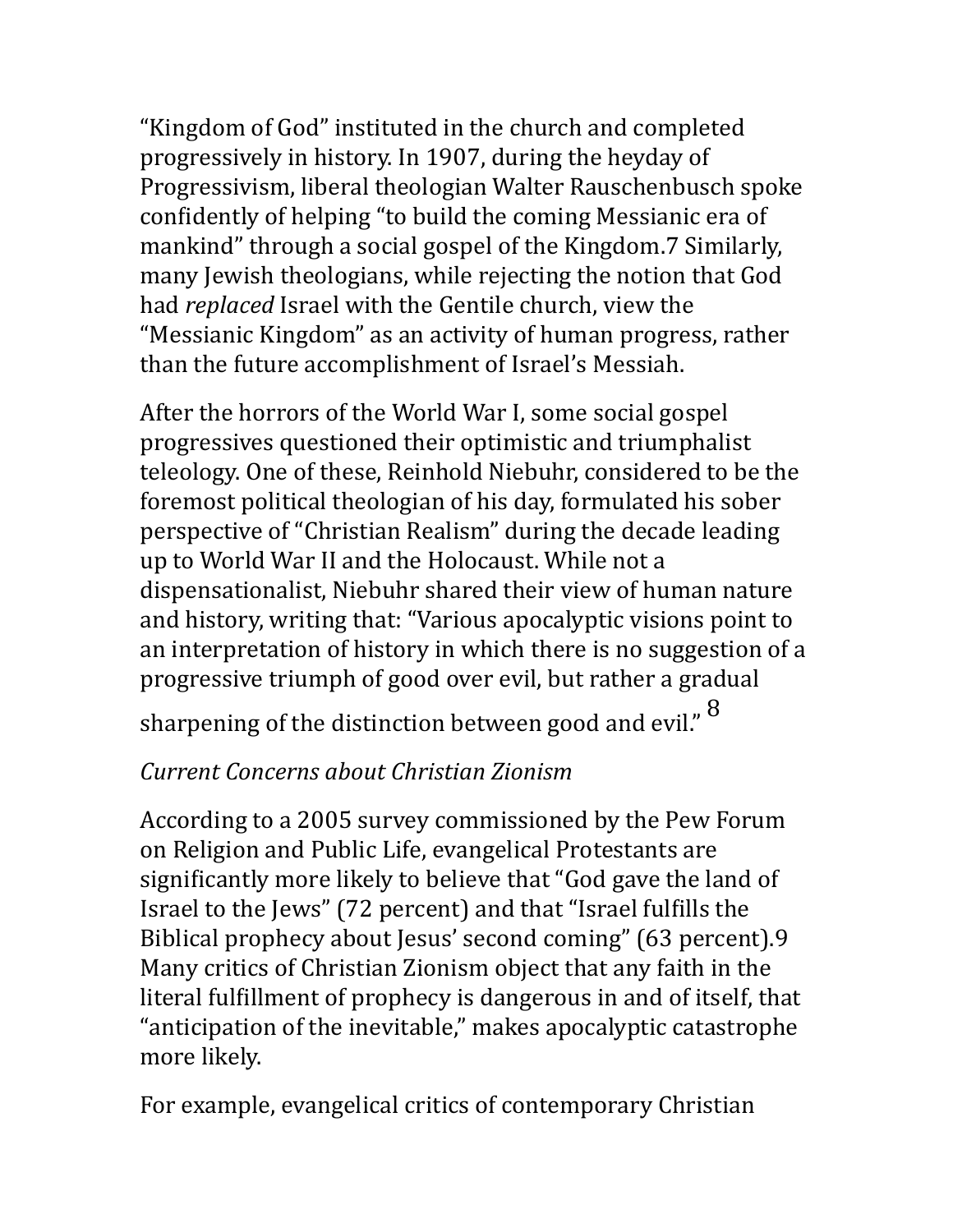"Kingdom of God" instituted in the church and completed progressively in history. In 1907, during the heyday of Progressivism, liberal theologian Walter Rauschenbusch spoke confidently of helping "to build the coming Messianic era of mankind" through a social gospel of the Kingdom.[7] Similarly, many Jewish theologians, while rejecting the notion that God had *replaced* Israel with the Gentile church, view the "Messianic Kingdom" as an activity of human progress, rather than the future accomplishment of Israel's Messiah.

After the horrors of the World War I, some social gospel progressives questioned their optimistic and triumphalist teleology. One of these, Reinhold Niebuhr, considered to be the foremost political theologian of his day, formulated his sober perspective of "Christian Realism" during the decade leading up to World War II and the Holocaust. While not a dispensationalist, Niebuhr shared their view of human nature and history, writing that: "Various apocalyptic visions point to an interpretation of history in which there is no suggestion of a progressive triumph of good over evil, but rather a gradual sharpening of the distinction between good and evil."[8]

*Current Concerns about Christian Zionism*

According to a 2005 survey commissioned by the Pew Forum on Religion and Public Life, evangelical Protestants are significantly more likely to believe that "God gave the land of Israel to the Jews" (72 percent) and that "Israel fulfills the Biblical prophecy about Jesus' second coming" (63 percent).[9] Many critics of Christian Zionism object that any faith in the literal fulfillment of prophecy is dangerous in and of itself, that "anticipation of the inevitable," makes apocalyptic catastrophe more likely.

For example, evangelical critics of contemporary Christian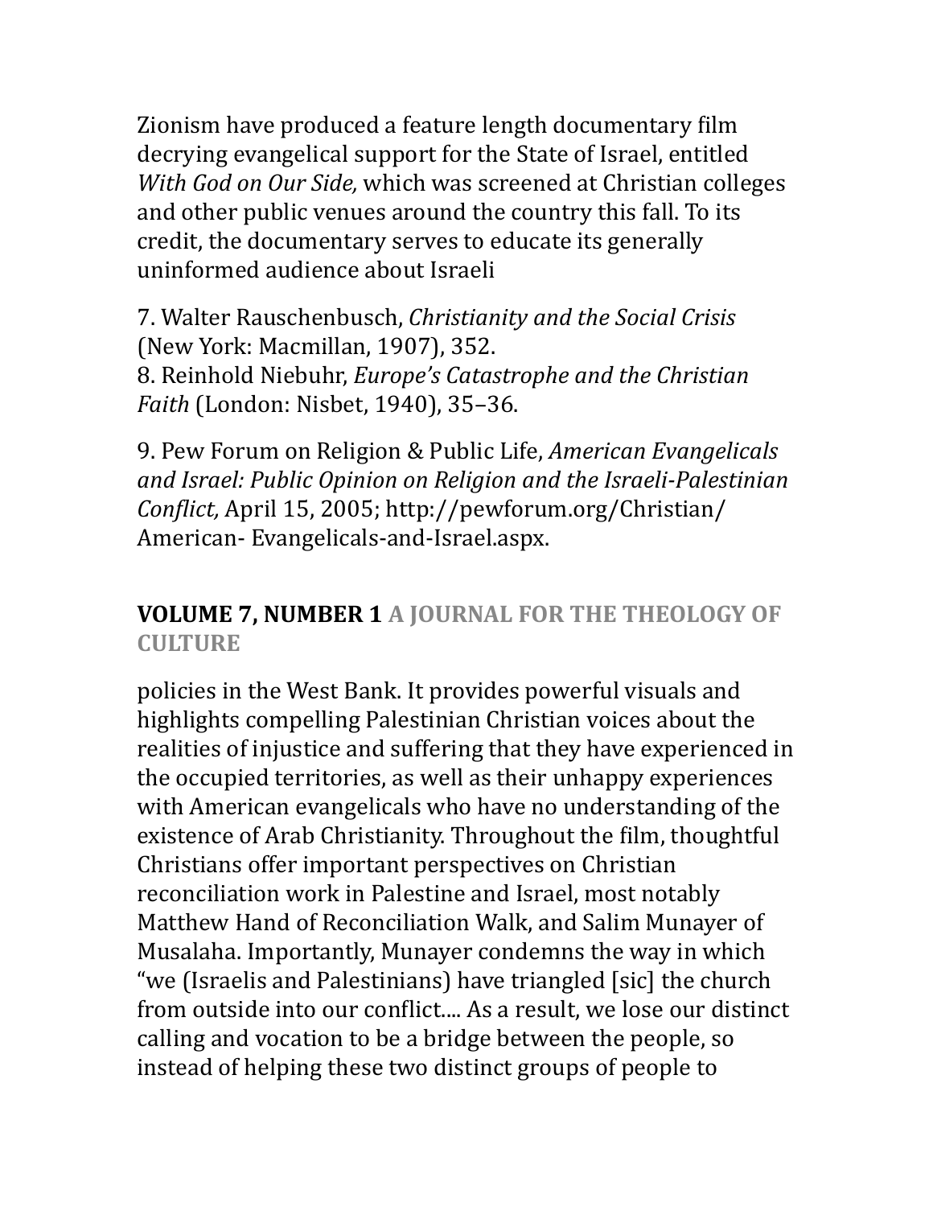Zionism have produced a feature length documentary film decrying evangelical support for the State of Israel, entitled *With God on Our Side,* which was screened at Christian colleges and other public venues around the country this fall. To its credit, the documentary serves to educate its generally uninformed audience about Israeli policies in the West Bank. It provides powerful visuals and highlights compelling Palestinian Christian voices about the realities of injustice and suffering that they have experienced in the occupied territories, as well as their unhappy experiences with American evangelicals who have no understanding of the existence of Arab Christianity. Throughout the film, thoughtful Christians offer important perspectives on Christian reconciliation work in Palestine and Israel, most notably Matthew Hand of Reconciliation Walk, and Salim Munayer of Musalaha. Importantly, Munayer condemns the way in which "we (Israelis and Palestinians) have triangled [sic] the church from outside into our conflict.... As a result, we lose our distinct calling and vocation to be a bridge between the people, so instead of helping these two distinct groups of people to

7. Walter Rauschenbusch, *Christianity and the Social Crisis* (New York: Macmillan, 1907), 352.
8. Reinhold Niebuhr, *Europe's Catastrophe and the Christian Faith* (London: Nisbet, 1940), 35–36.

9. Pew Forum on Religion & Public Life, *American Evangelicals and Israel: Public Opinion on Religion and the Israeli-Palestinian Conflict,* April 15, 2005; http://pewforum.org/Christian/American- Evangelicals-and-Israel.aspx.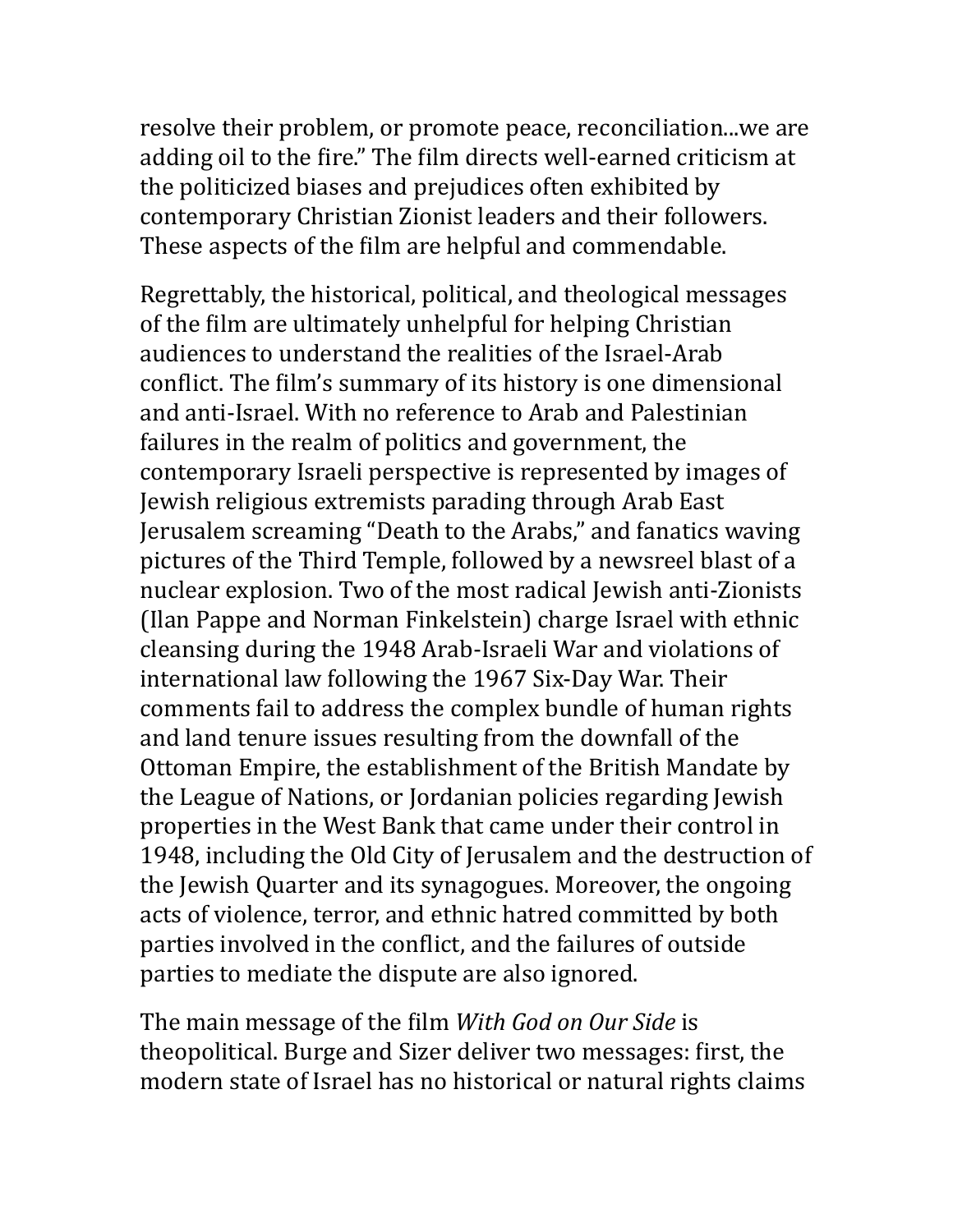resolve their problem, or promote peace, reconciliation...we are adding oil to the fire." The film directs well-earned criticism at the politicized biases and prejudices often exhibited by contemporary Christian Zionist leaders and their followers. These aspects of the film are helpful and commendable.

Regrettably, the historical, political, and theological messages of the film are ultimately unhelpful for helping Christian audiences to understand the realities of the Israel-Arab conflict. The film's summary of its history is one dimensional and anti-Israel. With no reference to Arab and Palestinian failures in the realm of politics and government, the contemporary Israeli perspective is represented by images of Jewish religious extremists parading through Arab East Jerusalem screaming "Death to the Arabs," and fanatics waving pictures of the Third Temple, followed by a newsreel blast of a nuclear explosion. Two of the most radical Jewish anti-Zionists (Ilan Pappe and Norman Finkelstein) charge Israel with ethnic cleansing during the 1948 Arab-Israeli War and violations of international law following the 1967 Six-Day War. Their comments fail to address the complex bundle of human rights and land tenure issues resulting from the downfall of the Ottoman Empire, the establishment of the British Mandate by the League of Nations, or Jordanian policies regarding Jewish properties in the West Bank that came under their control in 1948, including the Old City of Jerusalem and the destruction of the Jewish Quarter and its synagogues. Moreover, the ongoing acts of violence, terror, and ethnic hatred committed by both parties involved in the conflict, and the failures of outside parties to mediate the dispute are also ignored.

The main message of the film *With God on Our Side* is theopolitical. Burge and Sizer deliver two messages: first, the modern state of Israel has no historical or natural rights claims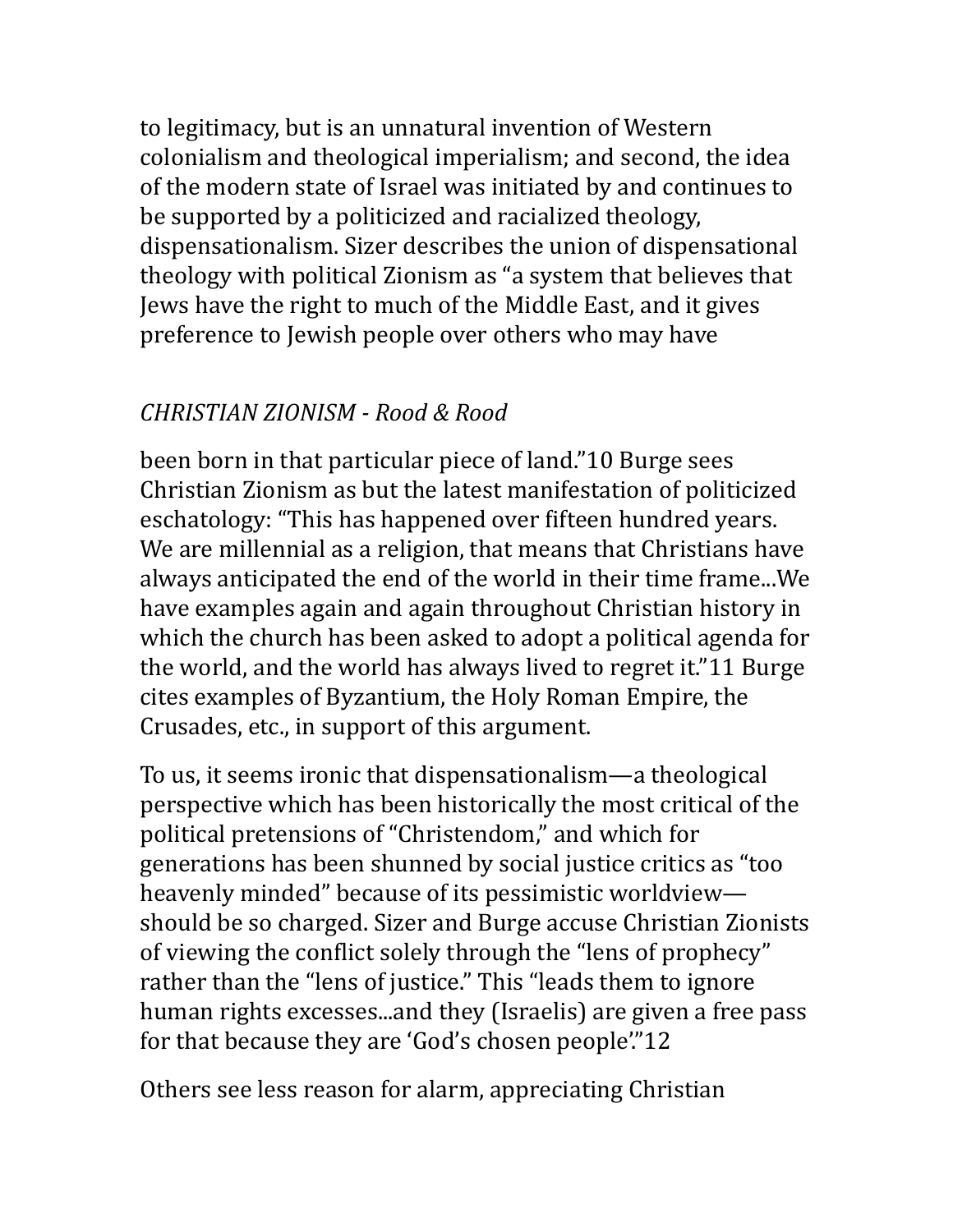to legitimacy, but is an unnatural invention of Western colonialism and theological imperialism; and second, the idea of the modern state of Israel was initiated by and continues to be supported by a politicized and racialized theology, dispensationalism. Sizer describes the union of dispensational theology with political Zionism as “a system that believes that Jews have the right to much of the Middle East, and it gives preference to Jewish people over others who may have been born in that particular piece of land.”10 Burge sees Christian Zionism as but the latest manifestation of politicized eschatology: “This has happened over fifteen hundred years. We are millennial as a religion, that means that Christians have always anticipated the end of the world in their time frame...We have examples again and again throughout Christian history in which the church has been asked to adopt a political agenda for the world, and the world has always lived to regret it.”11 Burge cites examples of Byzantium, the Holy Roman Empire, the Crusades, etc., in support of this argument.

To us, it seems ironic that dispensationalism—a theological perspective which has been historically the most critical of the political pretensions of “Christendom,” and which for generations has been shunned by social justice critics as “too heavenly minded” because of its pessimistic worldview—should be so charged. Sizer and Burge accuse Christian Zionists of viewing the conflict solely through the “lens of prophecy” rather than the “lens of justice.” This “leads them to ignore human rights excesses...and they (Israelis) are given a free pass for that because they are ‘God’s chosen people’.”12

Others see less reason for alarm, appreciating Christian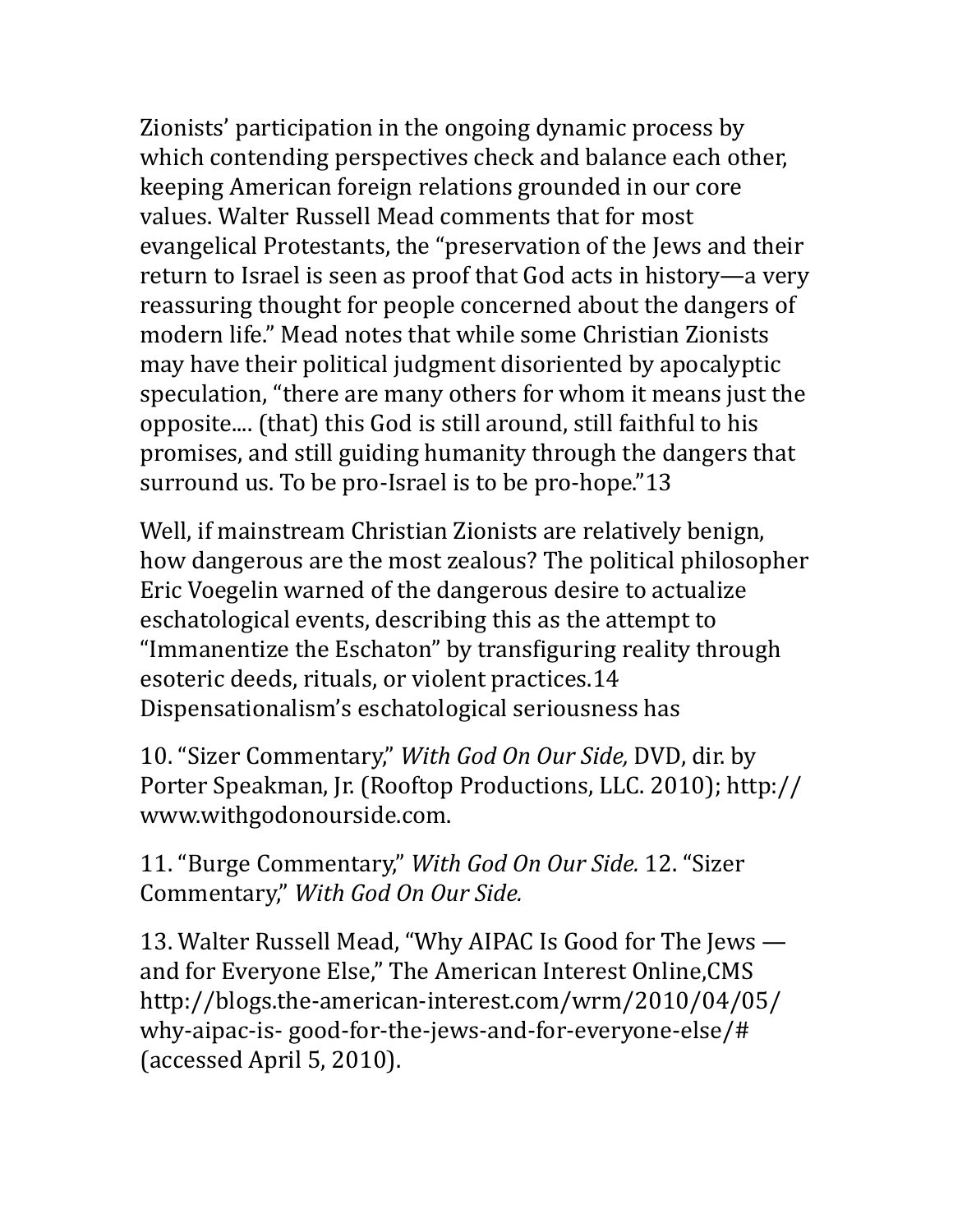Zionists' participation in the ongoing dynamic process by which contending perspectives check and balance each other, keeping American foreign relations grounded in our core values. Walter Russell Mead comments that for most evangelical Protestants, the "preservation of the Jews and their return to Israel is seen as proof that God acts in history—a very reassuring thought for people concerned about the dangers of modern life." Mead notes that while some Christian Zionists may have their political judgment disoriented by apocalyptic speculation, "there are many others for whom it means just the opposite.... (that) this God is still around, still faithful to his promises, and still guiding humanity through the dangers that surround us. To be pro-Israel is to be pro-hope."[13]

Well, if mainstream Christian Zionists are relatively benign, how dangerous are the most zealous? The political philosopher Eric Voegelin warned of the dangerous desire to actualize eschatological events, describing this as the attempt to "Immanentize the Eschaton" by transfiguring reality through esoteric deeds, rituals, or violent practices.[14] Dispensationalism's eschatological seriousness has

10. "Sizer Commentary," *With God On Our Side,* DVD, dir. by Porter Speakman, Jr. (Rooftop Productions, LLC. 2010); http://www.withgodonourside.com.

11. "Burge Commentary," *With God On Our Side.* 12. "Sizer Commentary," *With God On Our Side.*

13. Walter Russell Mead, "Why AIPAC Is Good for The Jews — and for Everyone Else," The American Interest Online,CMS http://blogs.the-american-interest.com/wrm/2010/04/05/why-aipac-is- good-for-the-jews-and-for-everyone-else/# (accessed April 5, 2010).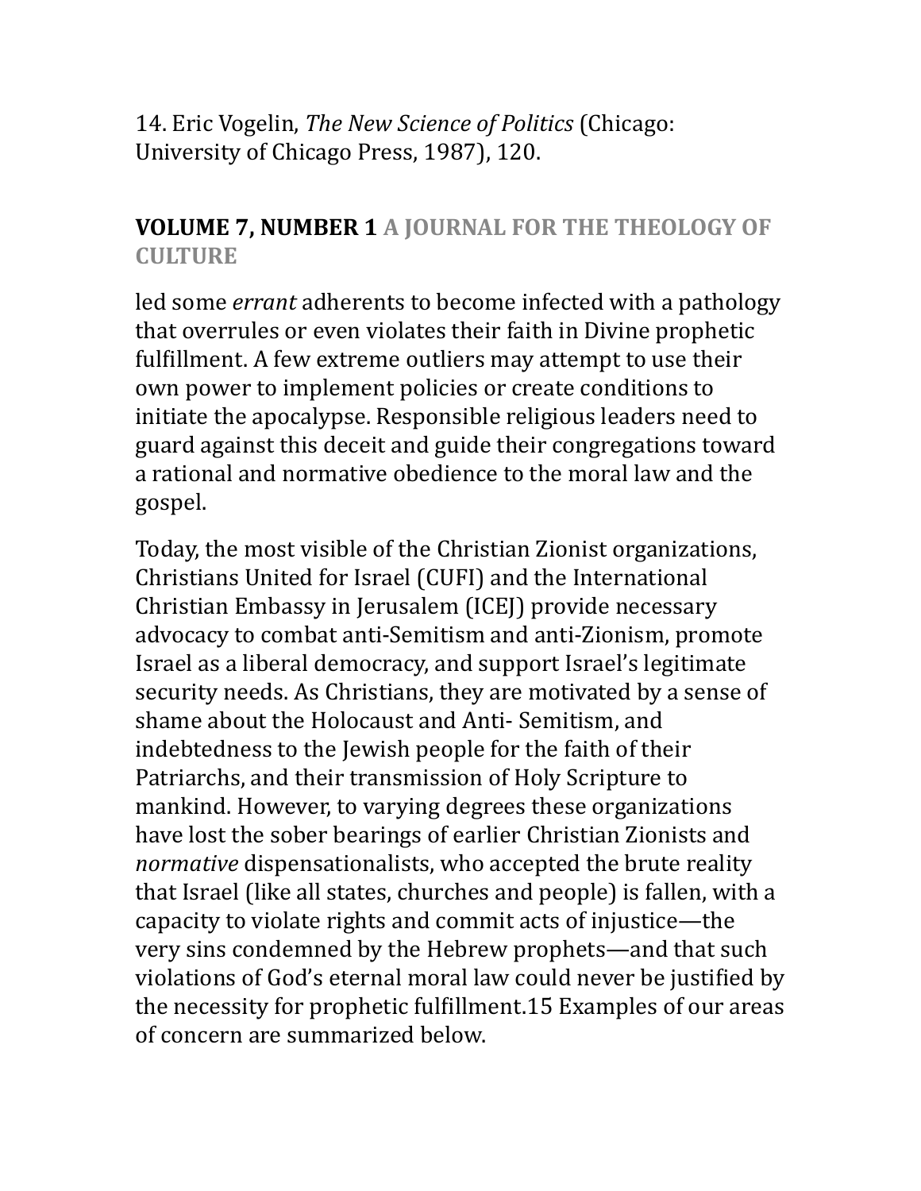14. Eric Vogelin, *The New Science of Politics* (Chicago: University of Chicago Press, 1987), 120.

led some *errant* adherents to become infected with a pathology that overrules or even violates their faith in Divine prophetic fulfillment. A few extreme outliers may attempt to use their own power to implement policies or create conditions to initiate the apocalypse. Responsible religious leaders need to guard against this deceit and guide their congregations toward a rational and normative obedience to the moral law and the gospel.

Today, the most visible of the Christian Zionist organizations, Christians United for Israel (CUFI) and the International Christian Embassy in Jerusalem (ICEJ) provide necessary advocacy to combat anti-Semitism and anti-Zionism, promote Israel as a liberal democracy, and support Israel's legitimate security needs. As Christians, they are motivated by a sense of shame about the Holocaust and Anti- Semitism, and indebtedness to the Jewish people for the faith of their Patriarchs, and their transmission of Holy Scripture to mankind. However, to varying degrees these organizations have lost the sober bearings of earlier Christian Zionists and *normative* dispensationalists, who accepted the brute reality that Israel (like all states, churches and people) is fallen, with a capacity to violate rights and commit acts of injustice—the very sins condemned by the Hebrew prophets—and that such violations of God's eternal moral law could never be justified by the necessity for prophetic fulfillment.15 Examples of our areas of concern are summarized below.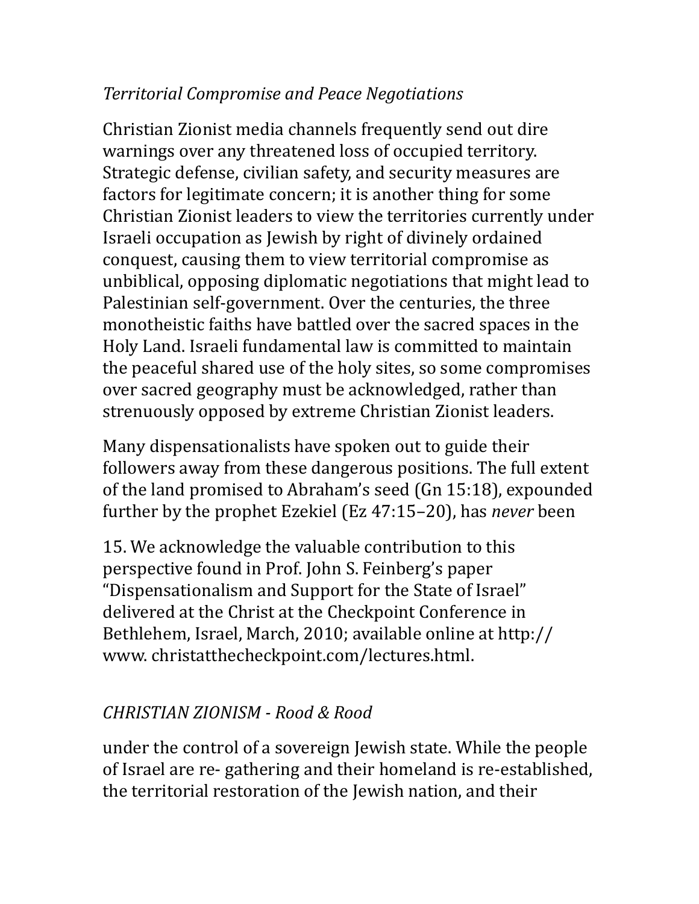*Territorial Compromise and Peace Negotiations*

Christian Zionist media channels frequently send out dire warnings over any threatened loss of occupied territory. Strategic defense, civilian safety, and security measures are factors for legitimate concern; it is another thing for some Christian Zionist leaders to view the territories currently under Israeli occupation as Jewish by right of divinely ordained conquest, causing them to view territorial compromise as unbiblical, opposing diplomatic negotiations that might lead to Palestinian self-government. Over the centuries, the three monotheistic faiths have battled over the sacred spaces in the Holy Land. Israeli fundamental law is committed to maintain the peaceful shared use of the holy sites, so some compromises over sacred geography must be acknowledged, rather than strenuously opposed by extreme Christian Zionist leaders.

Many dispensationalists have spoken out to guide their followers away from these dangerous positions. The full extent of the land promised to Abraham's seed (Gn 15:18), expounded further by the prophet Ezekiel (Ez 47:15–20), has *never* been under the control of a sovereign Jewish state. While the people of Israel are re- gathering and their homeland is re-established, the territorial restoration of the Jewish nation, and their

15. We acknowledge the valuable contribution to this perspective found in Prof. John S. Feinberg's paper "Dispensationalism and Support for the State of Israel" delivered at the Christ at the Checkpoint Conference in Bethlehem, Israel, March, 2010; available online at http:// www. christatthecheckpoint.com/lectures.html.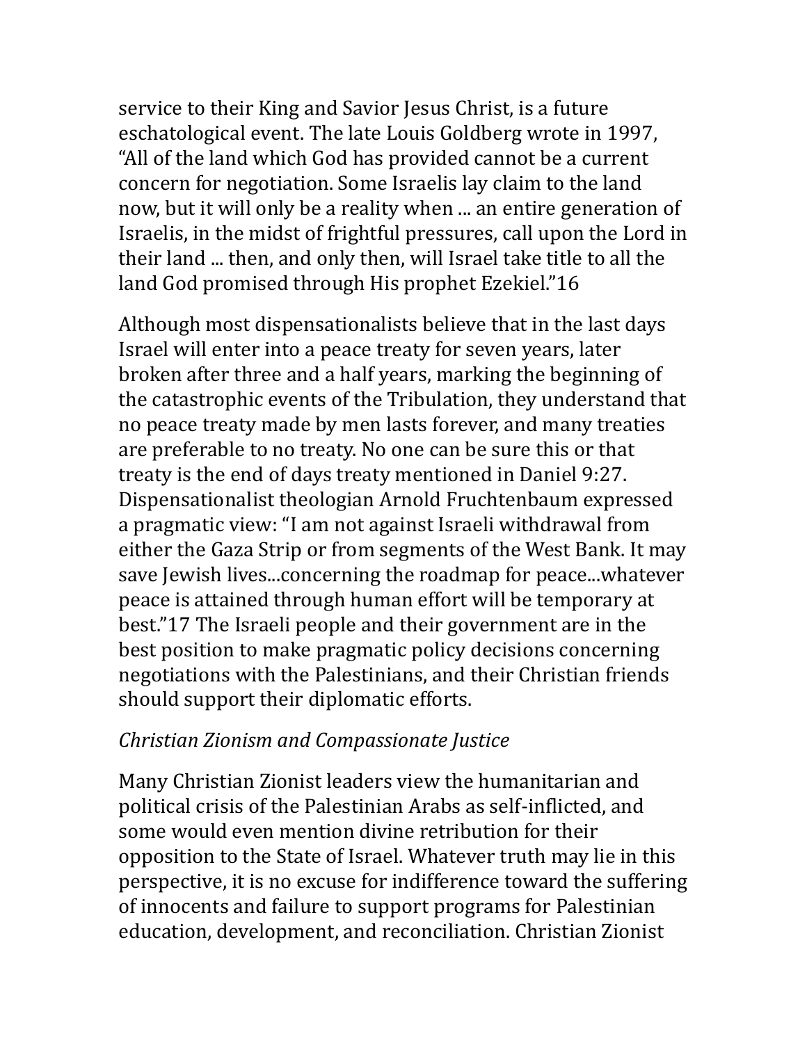service to their King and Savior Jesus Christ, is a future eschatological event. The late Louis Goldberg wrote in 1997, "All of the land which God has provided cannot be a current concern for negotiation. Some Israelis lay claim to the land now, but it will only be a reality when ... an entire generation of Israelis, in the midst of frightful pressures, call upon the Lord in their land ... then, and only then, will Israel take title to all the land God promised through His prophet Ezekiel."[16]

Although most dispensationalists believe that in the last days Israel will enter into a peace treaty for seven years, later broken after three and a half years, marking the beginning of the catastrophic events of the Tribulation, they understand that no peace treaty made by men lasts forever, and many treaties are preferable to no treaty. No one can be sure this or that treaty is the end of days treaty mentioned in Daniel 9:27. Dispensationalist theologian Arnold Fruchtenbaum expressed a pragmatic view: "I am not against Israeli withdrawal from either the Gaza Strip or from segments of the West Bank. It may save Jewish lives...concerning the roadmap for peace...whatever peace is attained through human effort will be temporary at best."[17] The Israeli people and their government are in the best position to make pragmatic policy decisions concerning negotiations with the Palestinians, and their Christian friends should support their diplomatic efforts.

*Christian Zionism and Compassionate Justice*

Many Christian Zionist leaders view the humanitarian and political crisis of the Palestinian Arabs as self-inflicted, and some would even mention divine retribution for their opposition to the State of Israel. Whatever truth may lie in this perspective, it is no excuse for indifference toward the suffering of innocents and failure to support programs for Palestinian education, development, and reconciliation. Christian Zionist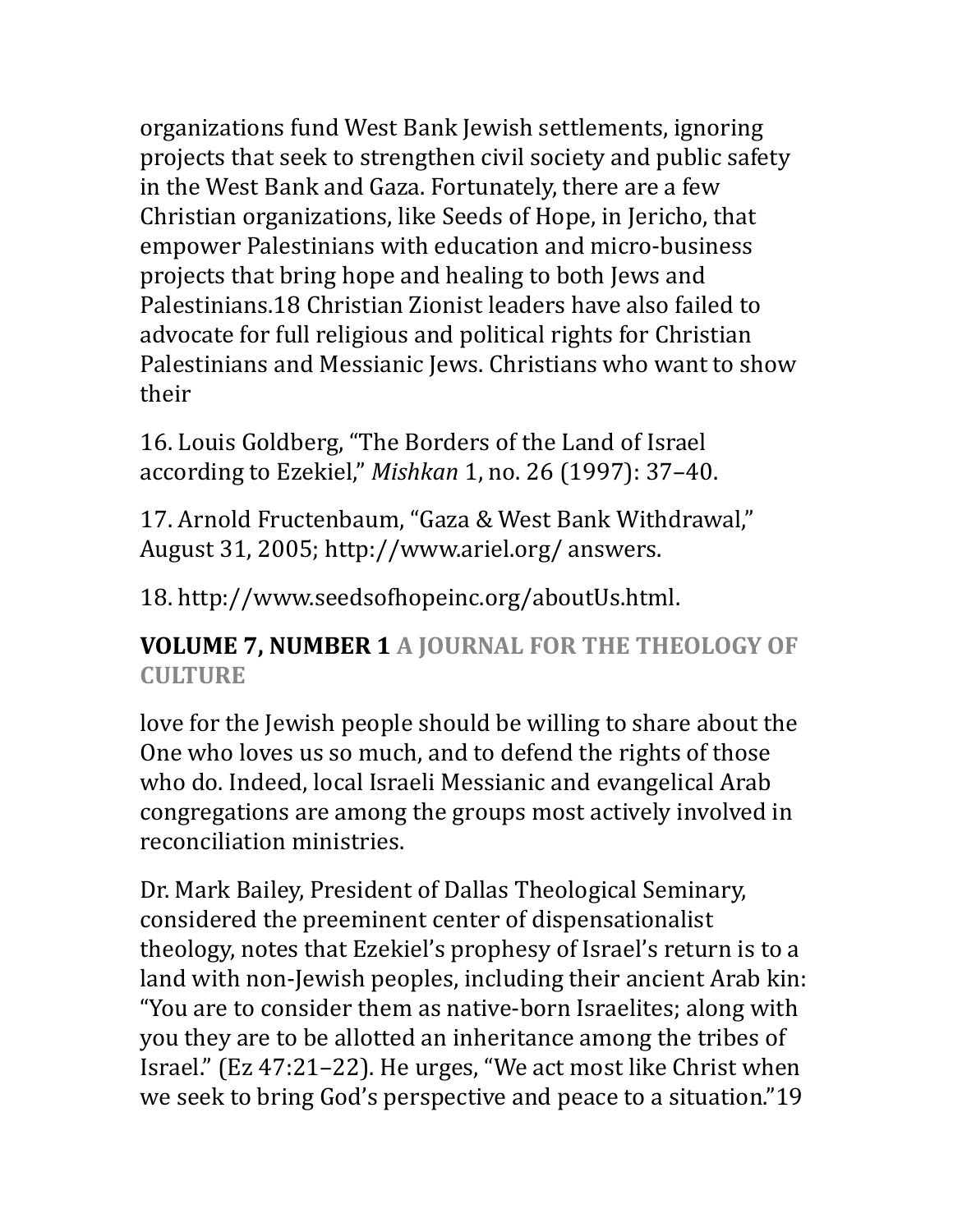organizations fund West Bank Jewish settlements, ignoring projects that seek to strengthen civil society and public safety in the West Bank and Gaza. Fortunately, there are a few Christian organizations, like Seeds of Hope, in Jericho, that empower Palestinians with education and micro-business projects that bring hope and healing to both Jews and Palestinians.[18] Christian Zionist leaders have also failed to advocate for full religious and political rights for Christian Palestinians and Messianic Jews. Christians who want to show their love for the Jewish people should be willing to share about the One who loves us so much, and to defend the rights of those who do. Indeed, local Israeli Messianic and evangelical Arab congregations are among the groups most actively involved in reconciliation ministries.

Dr. Mark Bailey, President of Dallas Theological Seminary, considered the preeminent center of dispensationalist theology, notes that Ezekiel's prophesy of Israel's return is to a land with non-Jewish peoples, including their ancient Arab kin: "You are to consider them as native-born Israelites; along with you they are to be allotted an inheritance among the tribes of Israel." (Ez 47:21–22). He urges, "We act most like Christ when we seek to bring God's perspective and peace to a situation."[19]

16. Louis Goldberg, "The Borders of the Land of Israel according to Ezekiel," *Mishkan* 1, no. 26 (1997): 37–40.

17. Arnold Fructenbaum, "Gaza & West Bank Withdrawal," August 31, 2005; http://www.ariel.org/ answers.

18. http://www.seedsofhopeinc.org/aboutUs.html.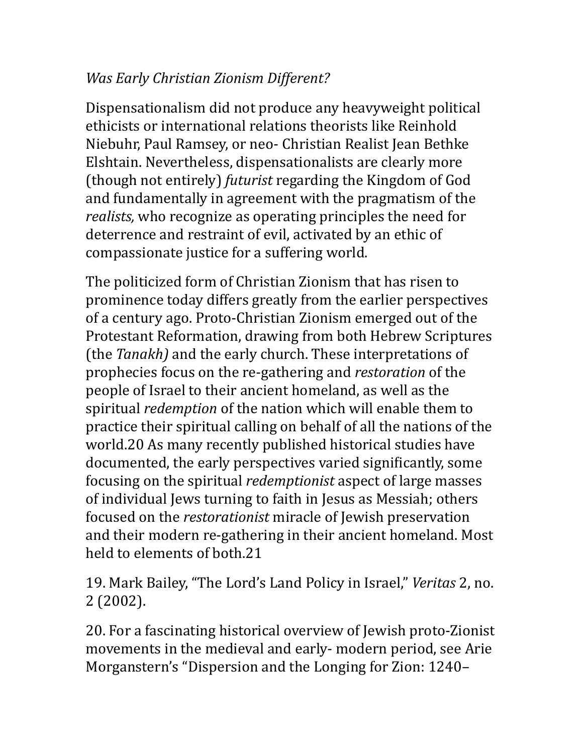*Was Early Christian Zionism Different?*

Dispensationalism did not produce any heavyweight political ethicists or international relations theorists like Reinhold Niebuhr, Paul Ramsey, or neo- Christian Realist Jean Bethke Elshtain. Nevertheless, dispensationalists are clearly more (though not entirely) *futurist* regarding the Kingdom of God and fundamentally in agreement with the pragmatism of the *realists,* who recognize as operating principles the need for deterrence and restraint of evil, activated by an ethic of compassionate justice for a suffering world.

The politicized form of Christian Zionism that has risen to prominence today differs greatly from the earlier perspectives of a century ago. Proto-Christian Zionism emerged out of the Protestant Reformation, drawing from both Hebrew Scriptures (the *Tanakh)* and the early church. These interpretations of prophecies focus on the re-gathering and *restoration* of the people of Israel to their ancient homeland, as well as the spiritual *redemption* of the nation which will enable them to practice their spiritual calling on behalf of all the nations of the world.[20] As many recently published historical studies have documented, the early perspectives varied significantly, some focusing on the spiritual *redemptionist* aspect of large masses of individual Jews turning to faith in Jesus as Messiah; others focused on the *restorationist* miracle of Jewish preservation and their modern re-gathering in their ancient homeland. Most held to elements of both.[21]

19. Mark Bailey, "The Lord's Land Policy in Israel," *Veritas* 2, no. 2 (2002).

20. For a fascinating historical overview of Jewish proto-Zionist movements in the medieval and early- modern period, see Arie Morganstern's "Dispersion and the Longing for Zion: 1240–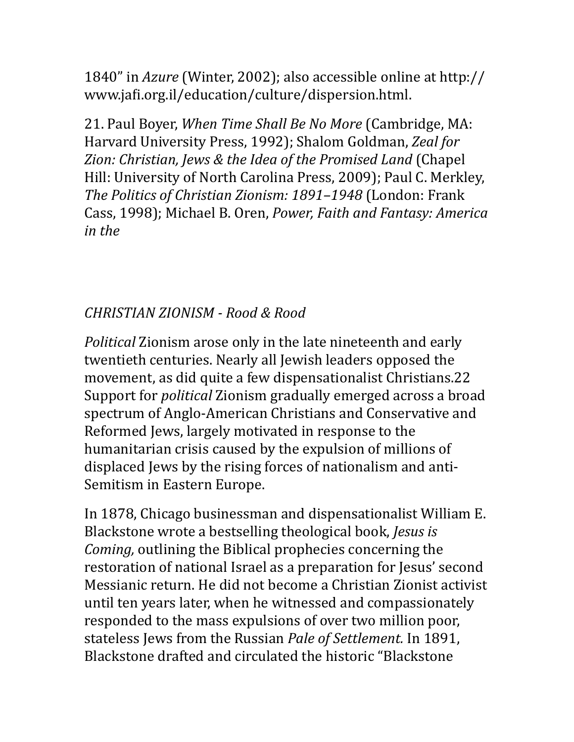1840" in *Azure* (Winter, 2002); also accessible online at http://www.jafi.org.il/education/culture/dispersion.html.

21. Paul Boyer, *When Time Shall Be No More* (Cambridge, MA: Harvard University Press, 1992); Shalom Goldman, *Zeal for Zion: Christian, Jews & the Idea of the Promised Land* (Chapel Hill: University of North Carolina Press, 2009); Paul C. Merkley, *The Politics of Christian Zionism: 1891–1948* (London: Frank Cass, 1998); Michael B. Oren, *Power, Faith and Fantasy: America in the*

*Political* Zionism arose only in the late nineteenth and early twentieth centuries. Nearly all Jewish leaders opposed the movement, as did quite a few dispensationalist Christians.22 Support for *political* Zionism gradually emerged across a broad spectrum of Anglo-American Christians and Conservative and Reformed Jews, largely motivated in response to the humanitarian crisis caused by the expulsion of millions of displaced Jews by the rising forces of nationalism and anti-Semitism in Eastern Europe.

In 1878, Chicago businessman and dispensationalist William E. Blackstone wrote a bestselling theological book, *Jesus is Coming,* outlining the Biblical prophecies concerning the restoration of national Israel as a preparation for Jesus' second Messianic return. He did not become a Christian Zionist activist until ten years later, when he witnessed and compassionately responded to the mass expulsions of over two million poor, stateless Jews from the Russian *Pale of Settlement.* In 1891, Blackstone drafted and circulated the historic "Blackstone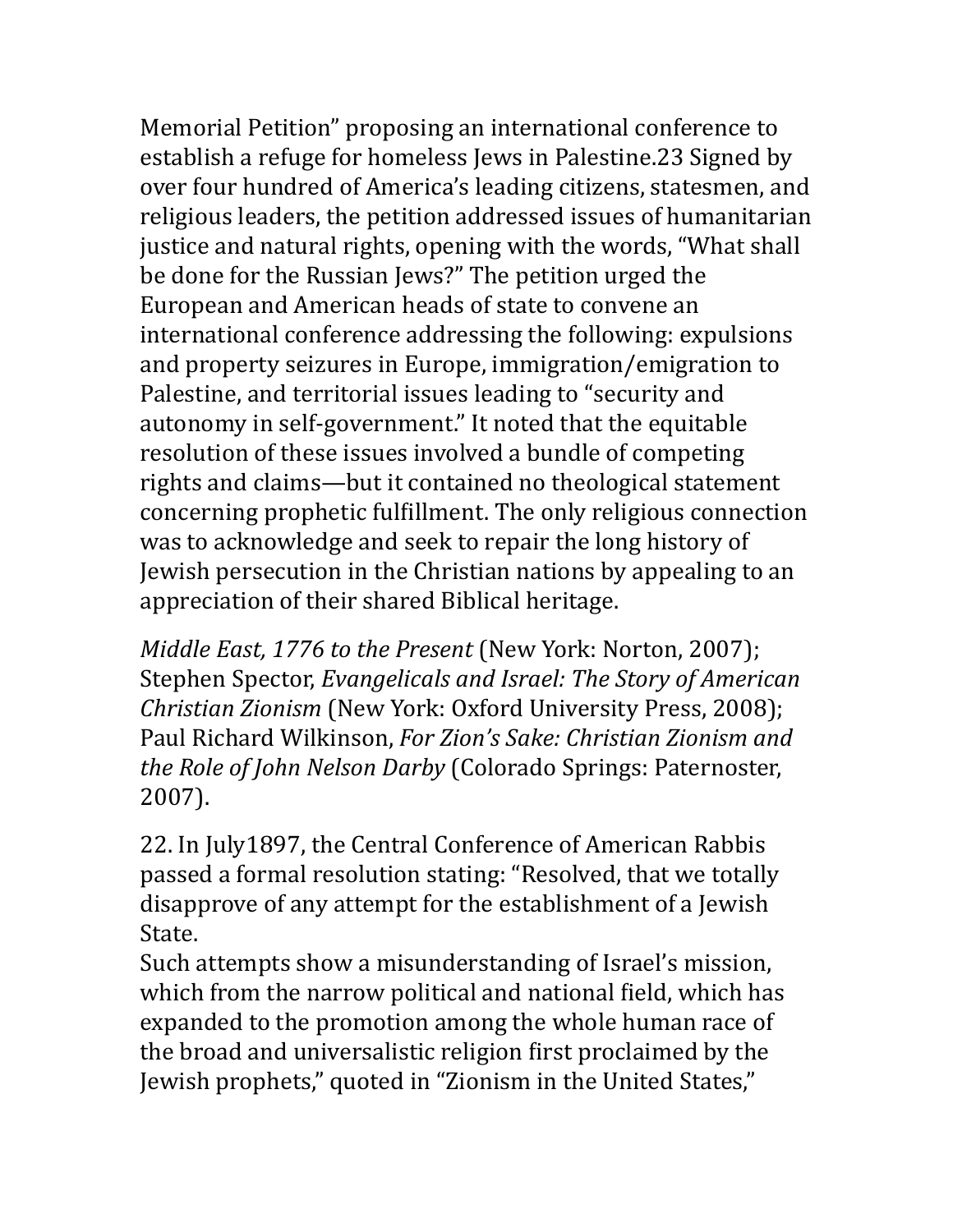Memorial Petition" proposing an international conference to establish a refuge for homeless Jews in Palestine.23 Signed by over four hundred of America's leading citizens, statesmen, and religious leaders, the petition addressed issues of humanitarian justice and natural rights, opening with the words, "What shall be done for the Russian Jews?" The petition urged the European and American heads of state to convene an international conference addressing the following: expulsions and property seizures in Europe, immigration/emigration to Palestine, and territorial issues leading to "security and autonomy in self-government." It noted that the equitable resolution of these issues involved a bundle of competing rights and claims—but it contained no theological statement concerning prophetic fulfillment. The only religious connection was to acknowledge and seek to repair the long history of Jewish persecution in the Christian nations by appealing to an appreciation of their shared Biblical heritage.

*Middle East, 1776 to the Present* (New York: Norton, 2007); Stephen Spector, *Evangelicals and Israel: The Story of American Christian Zionism* (New York: Oxford University Press, 2008); Paul Richard Wilkinson, *For Zion's Sake: Christian Zionism and the Role of John Nelson Darby* (Colorado Springs: Paternoster, 2007).

22. In July1897, the Central Conference of American Rabbis passed a formal resolution stating: "Resolved, that we totally disapprove of any attempt for the establishment of a Jewish State.
Such attempts show a misunderstanding of Israel's mission, which from the narrow political and national field, which has expanded to the promotion among the whole human race of the broad and universalistic religion first proclaimed by the Jewish prophets," quoted in "Zionism in the United States,"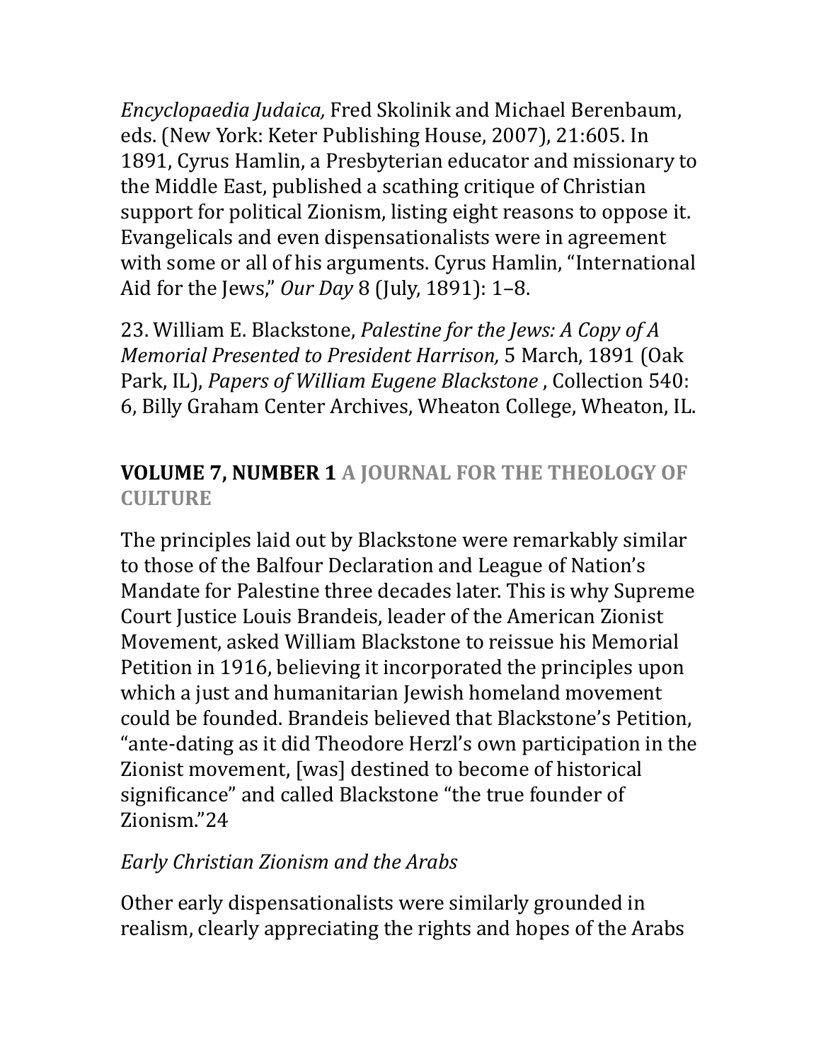*Encyclopaedia Judaica,* Fred Skolinik and Michael Berenbaum, eds. (New York: Keter Publishing House, 2007), 21:605. In 1891, Cyrus Hamlin, a Presbyterian educator and missionary to the Middle East, published a scathing critique of Christian support for political Zionism, listing eight reasons to oppose it. Evangelicals and even dispensationalists were in agreement with some or all of his arguments. Cyrus Hamlin, "International Aid for the Jews," *Our Day* 8 (July, 1891): 1–8.

23. William E. Blackstone, *Palestine for the Jews: A Copy of A Memorial Presented to President Harrison,* 5 March, 1891 (Oak Park, IL), *Papers of William Eugene Blackstone* , Collection 540: 6, Billy Graham Center Archives, Wheaton College, Wheaton, IL.

The principles laid out by Blackstone were remarkably similar to those of the Balfour Declaration and League of Nation's Mandate for Palestine three decades later. This is why Supreme Court Justice Louis Brandeis, leader of the American Zionist Movement, asked William Blackstone to reissue his Memorial Petition in 1916, believing it incorporated the principles upon which a just and humanitarian Jewish homeland movement could be founded. Brandeis believed that Blackstone's Petition, "ante-dating as it did Theodore Herzl's own participation in the Zionist movement, [was] destined to become of historical significance" and called Blackstone "the true founder of Zionism."24

*Early Christian Zionism and the Arabs*

Other early dispensationalists were similarly grounded in realism, clearly appreciating the rights and hopes of the Arabs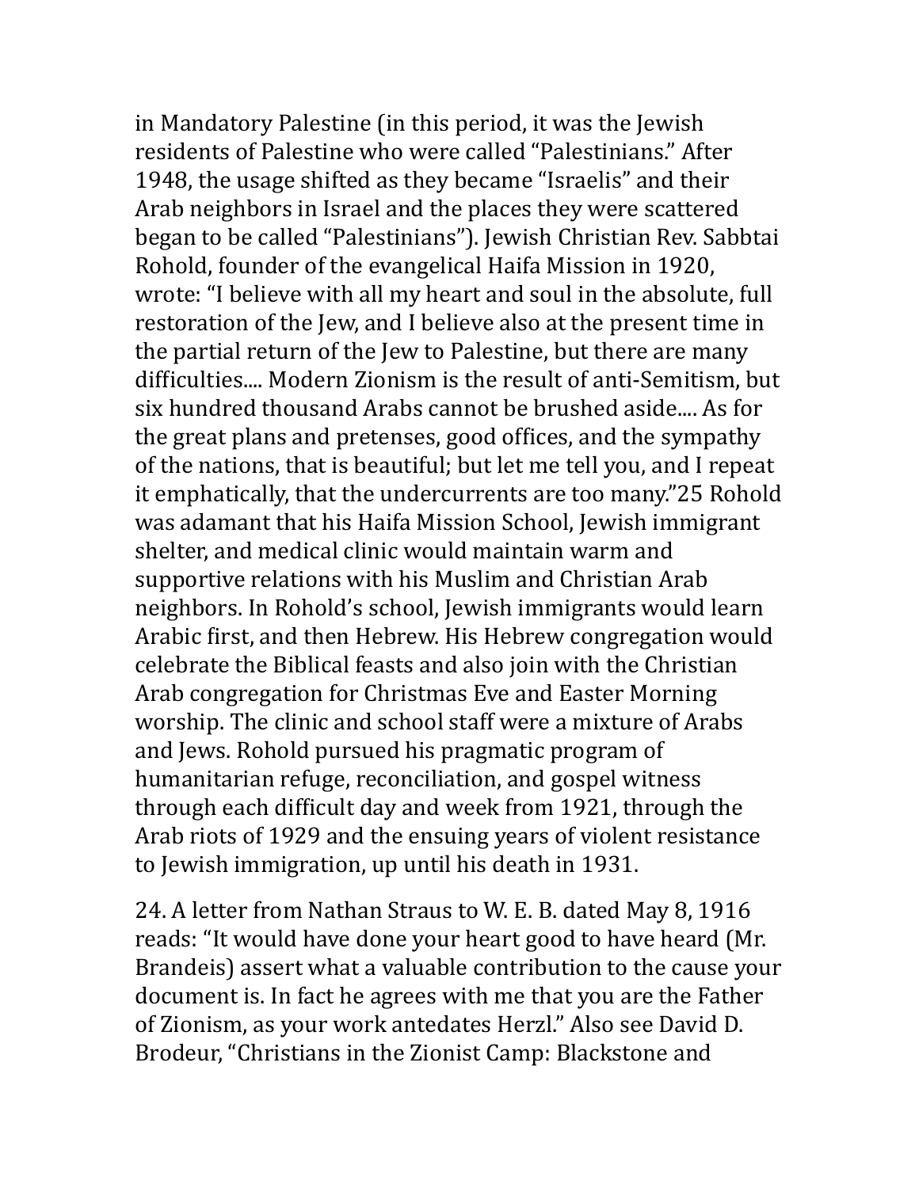in Mandatory Palestine (in this period, it was the Jewish residents of Palestine who were called "Palestinians." After 1948, the usage shifted as they became "Israelis" and their Arab neighbors in Israel and the places they were scattered began to be called "Palestinians"). Jewish Christian Rev. Sabbtai Rohold, founder of the evangelical Haifa Mission in 1920, wrote: "I believe with all my heart and soul in the absolute, full restoration of the Jew, and I believe also at the present time in the partial return of the Jew to Palestine, but there are many difficulties.... Modern Zionism is the result of anti-Semitism, but six hundred thousand Arabs cannot be brushed aside.... As for the great plans and pretenses, good offices, and the sympathy of the nations, that is beautiful; but let me tell you, and I repeat it emphatically, that the undercurrents are too many."25 Rohold was adamant that his Haifa Mission School, Jewish immigrant shelter, and medical clinic would maintain warm and supportive relations with his Muslim and Christian Arab neighbors. In Rohold's school, Jewish immigrants would learn Arabic first, and then Hebrew. His Hebrew congregation would celebrate the Biblical feasts and also join with the Christian Arab congregation for Christmas Eve and Easter Morning worship. The clinic and school staff were a mixture of Arabs and Jews. Rohold pursued his pragmatic program of humanitarian refuge, reconciliation, and gospel witness through each difficult day and week from 1921, through the Arab riots of 1929 and the ensuing years of violent resistance to Jewish immigration, up until his death in 1931.

24. A letter from Nathan Straus to W. E. B. dated May 8, 1916 reads: "It would have done your heart good to have heard (Mr. Brandeis) assert what a valuable contribution to the cause your document is. In fact he agrees with me that you are the Father of Zionism, as your work antedates Herzl." Also see David D. Brodeur, "Christians in the Zionist Camp: Blackstone and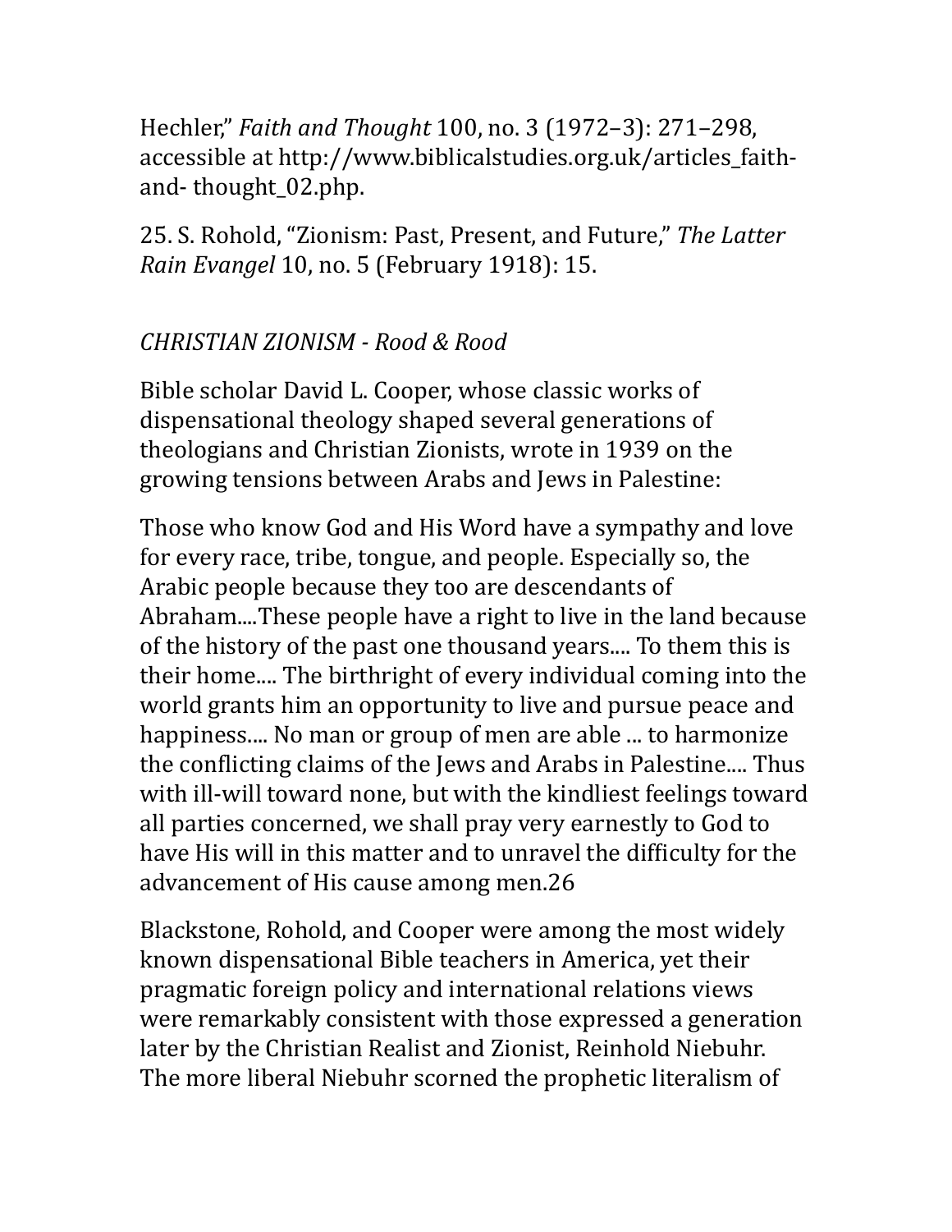Hechler," *Faith and Thought* 100, no. 3 (1972–3): 271–298, accessible at http://www.biblicalstudies.org.uk/articles_faith-and- thought_02.php.

25. S. Rohold, "Zionism: Past, Present, and Future," *The Latter Rain Evangel* 10, no. 5 (February 1918): 15.

*CHRISTIAN ZIONISM - Rood & Rood*

Bible scholar David L. Cooper, whose classic works of dispensational theology shaped several generations of theologians and Christian Zionists, wrote in 1939 on the growing tensions between Arabs and Jews in Palestine:

Those who know God and His Word have a sympathy and love for every race, tribe, tongue, and people. Especially so, the Arabic people because they too are descendants of Abraham....These people have a right to live in the land because of the history of the past one thousand years.... To them this is their home.... The birthright of every individual coming into the world grants him an opportunity to live and pursue peace and happiness.... No man or group of men are able ... to harmonize the conflicting claims of the Jews and Arabs in Palestine.... Thus with ill-will toward none, but with the kindliest feelings toward all parties concerned, we shall pray very earnestly to God to have His will in this matter and to unravel the difficulty for the advancement of His cause among men.26

Blackstone, Rohold, and Cooper were among the most widely known dispensational Bible teachers in America, yet their pragmatic foreign policy and international relations views were remarkably consistent with those expressed a generation later by the Christian Realist and Zionist, Reinhold Niebuhr. The more liberal Niebuhr scorned the prophetic literalism of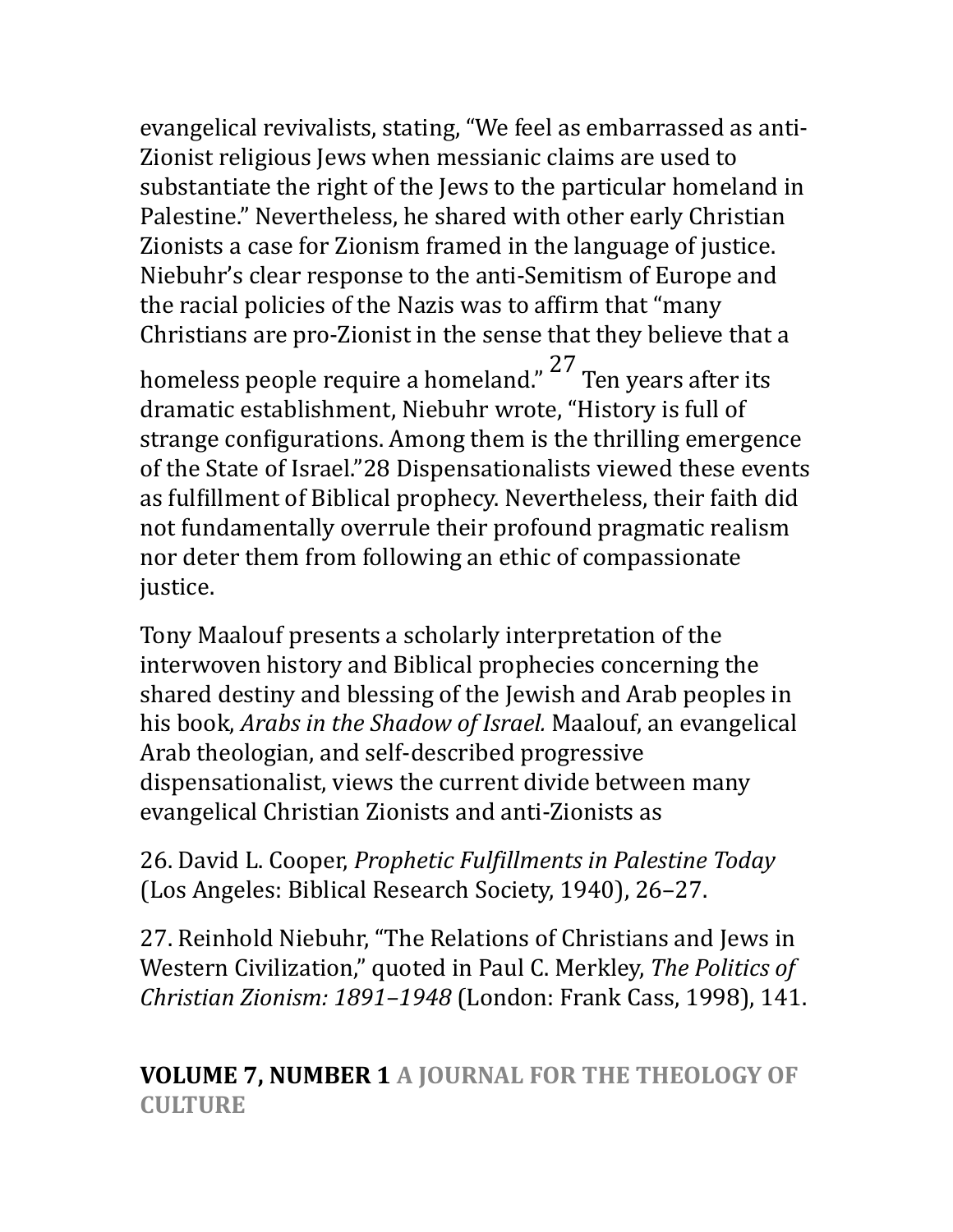evangelical revivalists, stating, "We feel as embarrassed as anti-Zionist religious Jews when messianic claims are used to substantiate the right of the Jews to the particular homeland in Palestine." Nevertheless, he shared with other early Christian Zionists a case for Zionism framed in the language of justice. Niebuhr's clear response to the anti-Semitism of Europe and the racial policies of the Nazis was to affirm that "many Christians are pro-Zionist in the sense that they believe that a homeless people require a homeland."[27] Ten years after its dramatic establishment, Niebuhr wrote, "History is full of strange configurations. Among them is the thrilling emergence of the State of Israel."28 Dispensationalists viewed these events as fulfillment of Biblical prophecy. Nevertheless, their faith did not fundamentally overrule their profound pragmatic realism nor deter them from following an ethic of compassionate justice.

Tony Maalouf presents a scholarly interpretation of the interwoven history and Biblical prophecies concerning the shared destiny and blessing of the Jewish and Arab peoples in his book, *Arabs in the Shadow of Israel.* Maalouf, an evangelical Arab theologian, and self-described progressive dispensationalist, views the current divide between many evangelical Christian Zionists and anti-Zionists as

26. David L. Cooper, *Prophetic Fulfillments in Palestine Today* (Los Angeles: Biblical Research Society, 1940), 26–27.

27. Reinhold Niebuhr, "The Relations of Christians and Jews in Western Civilization," quoted in Paul C. Merkley, *The Politics of Christian Zionism: 1891–1948* (London: Frank Cass, 1998), 141.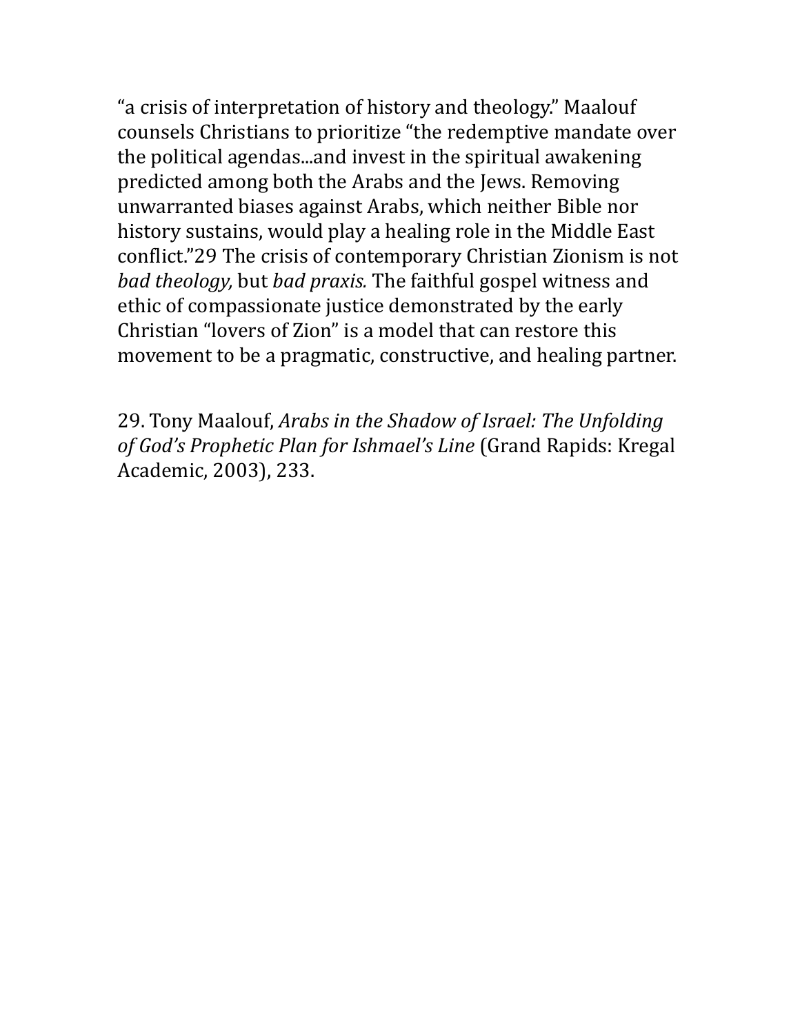"a crisis of interpretation of history and theology." Maalouf counsels Christians to prioritize "the redemptive mandate over the political agendas...and invest in the spiritual awakening predicted among both the Arabs and the Jews. Removing unwarranted biases against Arabs, which neither Bible nor history sustains, would play a healing role in the Middle East conflict."[29] The crisis of contemporary Christian Zionism is not *bad theology,* but *bad praxis.* The faithful gospel witness and ethic of compassionate justice demonstrated by the early Christian "lovers of Zion" is a model that can restore this movement to be a pragmatic, constructive, and healing partner.

29. Tony Maalouf, *Arabs in the Shadow of Israel: The Unfolding of God's Prophetic Plan for Ishmael's Line* (Grand Rapids: Kregal Academic, 2003), 233.